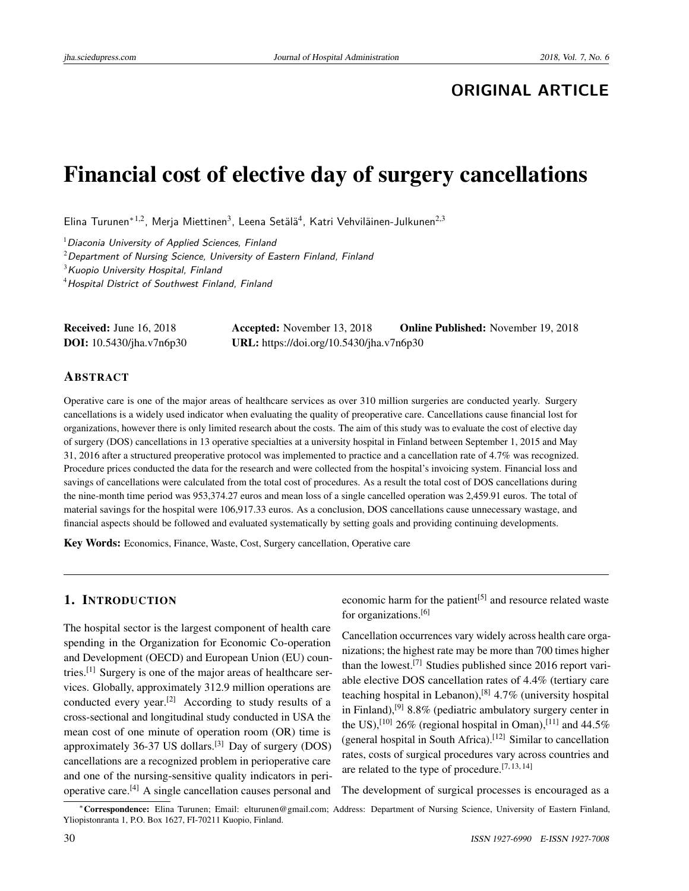ORIGINAL ARTICLE

# Financial cost of elective day of surgery cancellations

Elina Turunen*[1,2], Merja Miettinen[3], Leena Setälä[4], Katri Vehviläinen-Julkunen[2,3]

[1] *Diaconia University of Applied Sciences, Finland*
[2] *Department of Nursing Science, University of Eastern Finland, Finland*
[3] *Kuopio University Hospital, Finland*
[4] *Hospital District of Southwest Finland, Finland*

**Received:** June 16, 2018 **Accepted:** November 13, 2018 **Online Published:** November 19, 2018
**DOI:** 10.5430/jha.v7n6p30 **URL:** https://doi.org/10.5430/jha.v7n6p30

## ABSTRACT

Operative care is one of the major areas of healthcare services as over 310 million surgeries are conducted yearly. Surgery cancellations is a widely used indicator when evaluating the quality of preoperative care. Cancellations cause financial lost for organizations, however there is only limited research about the costs. The aim of this study was to evaluate the cost of elective day of surgery (DOS) cancellations in 13 operative specialties at a university hospital in Finland between September 1, 2015 and May 31, 2016 after a structured preoperative protocol was implemented to practice and a cancellation rate of 4.7% was recognized. Procedure prices conducted the data for the research and were collected from the hospital's invoicing system. Financial loss and savings of cancellations were calculated from the total cost of procedures. As a result the total cost of DOS cancellations during the nine-month time period was 953,374.27 euros and mean loss of a single cancelled operation was 2,459.91 euros. The total of material savings for the hospital were 106,917.33 euros. As a conclusion, DOS cancellations cause unnecessary wastage, and financial aspects should be followed and evaluated systematically by setting goals and providing continuing developments.

**Key Words:** Economics, Finance, Waste, Cost, Surgery cancellation, Operative care

## 1. INTRODUCTION

The hospital sector is the largest component of health care spending in the Organization for Economic Co-operation and Development (OECD) and European Union (EU) countries.[1] Surgery is one of the major areas of healthcare services. Globally, approximately 312.9 million operations are conducted every year.[2] According to study results of a cross-sectional and longitudinal study conducted in USA the mean cost of one minute of operation room (OR) time is approximately 36-37 US dollars.[3] Day of surgery (DOS) cancellations are a recognized problem in perioperative care and one of the nursing-sensitive quality indicators in perioperative care.[4] A single cancellation causes personal and economic harm for the patient[5] and resource related waste for organizations.[6]

Cancellation occurrences vary widely across health care organizations; the highest rate may be more than 700 times higher than the lowest.[7] Studies published since 2016 report variable elective DOS cancellation rates of 4.4% (tertiary care teaching hospital in Lebanon),[8] 4.7% (university hospital in Finland),[9] 8.8% (pediatric ambulatory surgery center in the US),[10] 26% (regional hospital in Oman),[11] and 44.5% (general hospital in South Africa).[12] Similar to cancellation rates, costs of surgical procedures vary across countries and are related to the type of procedure.[7,13,14]

The development of surgical processes is encouraged as a

*Correspondence: Elina Turunen; Email: elturunen@gmail.com; Address: Department of Nursing Science, University of Eastern Finland, Yliopistonranta 1, P.O. Box 1627, FI-70211 Kuopio, Finland.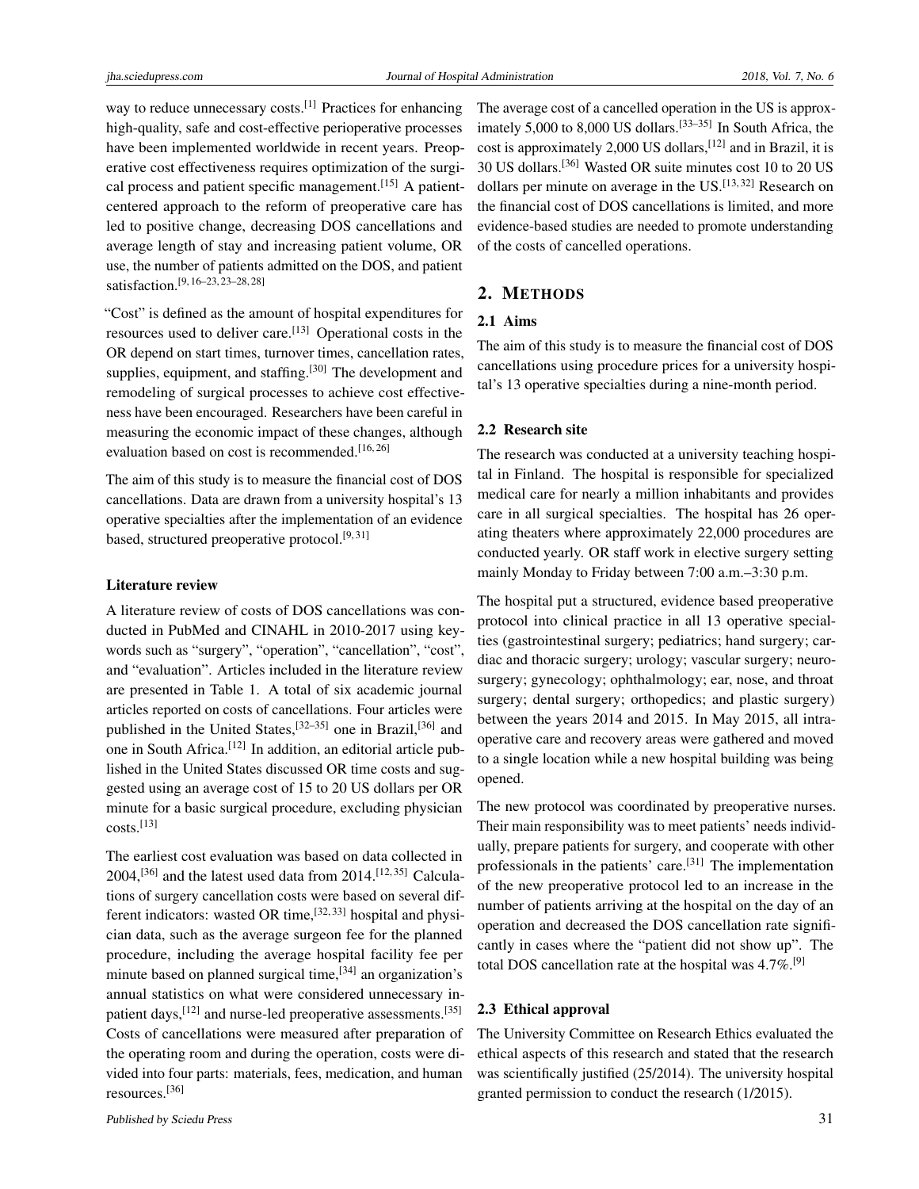way to reduce unnecessary costs.[1] Practices for enhancing high-quality, safe and cost-effective perioperative processes have been implemented worldwide in recent years. Preoperative cost effectiveness requires optimization of the surgical process and patient specific management.[15] A patient-centered approach to the reform of preoperative care has led to positive change, decreasing DOS cancellations and average length of stay and increasing patient volume, OR use, the number of patients admitted on the DOS, and patient satisfaction.[9, 16–23, 23–28, 28]

"Cost" is defined as the amount of hospital expenditures for resources used to deliver care.[13] Operational costs in the OR depend on start times, turnover times, cancellation rates, supplies, equipment, and staffing.[30] The development and remodeling of surgical processes to achieve cost effectiveness have been encouraged. Researchers have been careful in measuring the economic impact of these changes, although evaluation based on cost is recommended.[16, 26]

The aim of this study is to measure the financial cost of DOS cancellations. Data are drawn from a university hospital's 13 operative specialties after the implementation of an evidence based, structured preoperative protocol.[9, 31]

**Literature review**

A literature review of costs of DOS cancellations was conducted in PubMed and CINAHL in 2010-2017 using keywords such as "surgery", "operation", "cancellation", "cost", and "evaluation". Articles included in the literature review are presented in Table 1. A total of six academic journal articles reported on costs of cancellations. Four articles were published in the United States,[32–35] one in Brazil,[36] and one in South Africa.[12] In addition, an editorial article published in the United States discussed OR time costs and suggested using an average cost of 15 to 20 US dollars per OR minute for a basic surgical procedure, excluding physician costs.[13]

The earliest cost evaluation was based on data collected in 2004,[36] and the latest used data from 2014.[12, 35] Calculations of surgery cancellation costs were based on several different indicators: wasted OR time,[32, 33] hospital and physician data, such as the average surgeon fee for the planned procedure, including the average hospital facility fee per minute based on planned surgical time,[34] an organization's annual statistics on what were considered unnecessary inpatient days,[12] and nurse-led preoperative assessments.[35] Costs of cancellations were measured after preparation of the operating room and during the operation, costs were divided into four parts: materials, fees, medication, and human resources.[36]

The average cost of a cancelled operation in the US is approximately 5,000 to 8,000 US dollars.[33–35] In South Africa, the cost is approximately 2,000 US dollars,[12] and in Brazil, it is 30 US dollars.[36] Wasted OR suite minutes cost 10 to 20 US dollars per minute on average in the US.[13, 32] Research on the financial cost of DOS cancellations is limited, and more evidence-based studies are needed to promote understanding of the costs of cancelled operations.

## 2. Methods

### 2.1 Aims

The aim of this study is to measure the financial cost of DOS cancellations using procedure prices for a university hospital's 13 operative specialties during a nine-month period.

### 2.2 Research site

The research was conducted at a university teaching hospital in Finland. The hospital is responsible for specialized medical care for nearly a million inhabitants and provides care in all surgical specialties. The hospital has 26 operating theaters where approximately 22,000 procedures are conducted yearly. OR staff work in elective surgery setting mainly Monday to Friday between 7:00 a.m.–3:30 p.m.

The hospital put a structured, evidence based preoperative protocol into clinical practice in all 13 operative specialties (gastrointestinal surgery; pediatrics; hand surgery; cardiac and thoracic surgery; urology; vascular surgery; neurosurgery; gynecology; ophthalmology; ear, nose, and throat surgery; dental surgery; orthopedics; and plastic surgery) between the years 2014 and 2015. In May 2015, all intraoperative care and recovery areas were gathered and moved to a single location while a new hospital building was being opened.

The new protocol was coordinated by preoperative nurses. Their main responsibility was to meet patients' needs individually, prepare patients for surgery, and cooperate with other professionals in the patients' care.[31] The implementation of the new preoperative protocol led to an increase in the number of patients arriving at the hospital on the day of an operation and decreased the DOS cancellation rate significantly in cases where the "patient did not show up". The total DOS cancellation rate at the hospital was 4.7%.[9]

### 2.3 Ethical approval

The University Committee on Research Ethics evaluated the ethical aspects of this research and stated that the research was scientifically justified (25/2014). The university hospital granted permission to conduct the research (1/2015).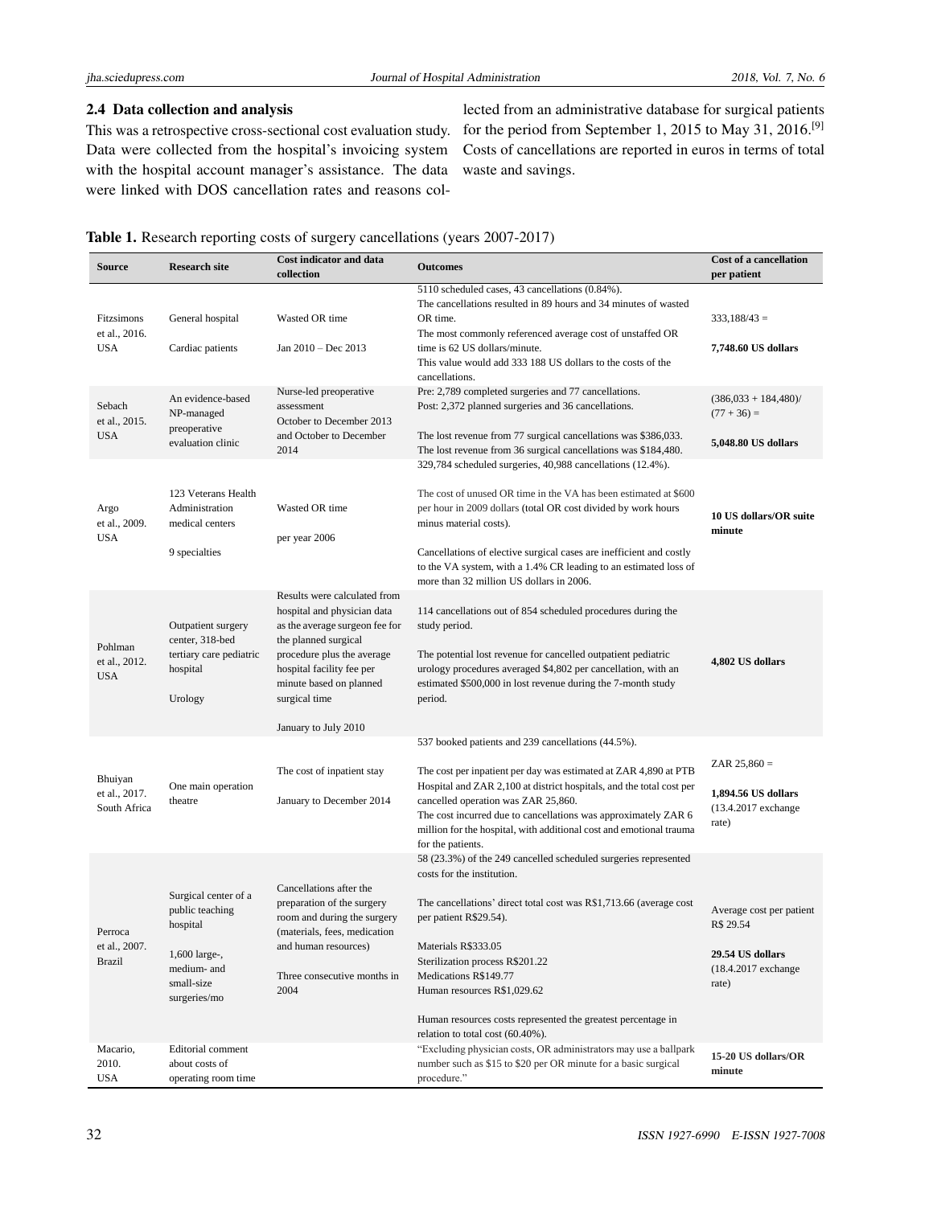### 2.4 Data collection and analysis

This was a retrospective cross-sectional cost evaluation study. Data were collected from the hospital's invoicing system with the hospital account manager's assistance. The data were linked with DOS cancellation rates and reasons collected from an administrative database for surgical patients for the period from September 1, 2015 to May 31, 2016.[9] Costs of cancellations are reported in euros in terms of total waste and savings.

**Table 1.** Research reporting costs of surgery cancellations (years 2007-2017)

| Source | Research site | Cost indicator and data collection | Outcomes | Cost of a cancellation per patient |
|---|---|---|---|---|
| Fitzsimons et al., 2016. USA | General hospital<br><br>Cardiac patients | Wasted OR time<br><br>Jan 2010 – Dec 2013 | 5110 scheduled cases, 43 cancellations (0.84%).<br>The cancellations resulted in 89 hours and 34 minutes of wasted OR time.<br>The most commonly referenced average cost of unstaffed OR time is 62 US dollars/minute.<br>This value would add 333 188 US dollars to the costs of the cancellations. | 333,188/43 =<br><br>**7,748.60 US dollars** |
| Sebach et al., 2015. USA | An evidence-based NP-managed preoperative evaluation clinic | Nurse-led preoperative assessment<br>October to December 2013 and October to December 2014 | Pre: 2,789 completed surgeries and 77 cancellations.<br>Post: 2,372 planned surgeries and 36 cancellations.<br><br>The lost revenue from 77 surgical cancellations was $386,033.<br>The lost revenue from 36 surgical cancellations was $184,480. | (386,033 + 184,480)/ (77 + 36) =<br><br>**5,048.80 US dollars** |
| Argo et al., 2009. USA | 123 Veterans Health Administration medical centers<br><br>9 specialties | Wasted OR time<br><br>per year 2006 | 329,784 scheduled surgeries, 40,988 cancellations (12.4%).<br><br>The cost of unused OR time in the VA has been estimated at $600 per hour in 2009 dollars (total OR cost divided by work hours minus material costs).<br><br>Cancellations of elective surgical cases are inefficient and costly to the VA system, with a 1.4% CR leading to an estimated loss of more than 32 million US dollars in 2006. | **10 US dollars/OR suite minute** |
| Pohlman et al., 2012. USA | Outpatient surgery center, 318-bed tertiary care pediatric hospital<br><br>Urology | Results were calculated from hospital and physician data as the average surgeon fee for the planned surgical procedure plus the average hospital facility fee per minute based on planned surgical time<br><br>January to July 2010 | 114 cancellations out of 854 scheduled procedures during the study period.<br><br>The potential lost revenue for cancelled outpatient pediatric urology procedures averaged $4,802 per cancellation, with an estimated $500,000 in lost revenue during the 7-month study period. | **4,802 US dollars** |
| Bhuiyan et al., 2017. South Africa | One main operation theatre | The cost of inpatient stay<br><br>January to December 2014 | 537 booked patients and 239 cancellations (44.5%).<br><br>The cost per inpatient per day was estimated at ZAR 4,890 at PTB Hospital and ZAR 2,100 at district hospitals, and the total cost per cancelled operation was ZAR 25,860.<br>The cost incurred due to cancellations was approximately ZAR 6 million for the hospital, with additional cost and emotional trauma for the patients. | ZAR 25,860 =<br><br>**1,894.56 US dollars** (13.4.2017 exchange rate) |
| Perroca et al., 2007. Brazil | Surgical center of a public teaching hospital<br><br>1,600 large-, medium- and small-size surgeries/mo | Cancellations after the preparation of the surgery room and during the surgery (materials, fees, medication and human resources)<br><br>Three consecutive months in 2004 | 58 (23.3%) of the 249 cancelled scheduled surgeries represented costs for the institution.<br><br>The cancellations' direct total cost was R$1,713.66 (average cost per patient R$29.54).<br><br>Materials R$333.05<br>Sterilization process R$201.22<br>Medications R$149.77<br>Human resources R$1,029.62<br><br>Human resources costs represented the greatest percentage in relation to total cost (60.40%). | Average cost per patient R$ 29.54<br><br>**29.54 US dollars** (18.4.2017 exchange rate) |
| Macario, 2010. USA | Editorial comment about costs of operating room time | | "Excluding physician costs, OR administrators may use a ballpark number such as $15 to $20 per OR minute for a basic surgical procedure." | **15-20 US dollars/OR minute** |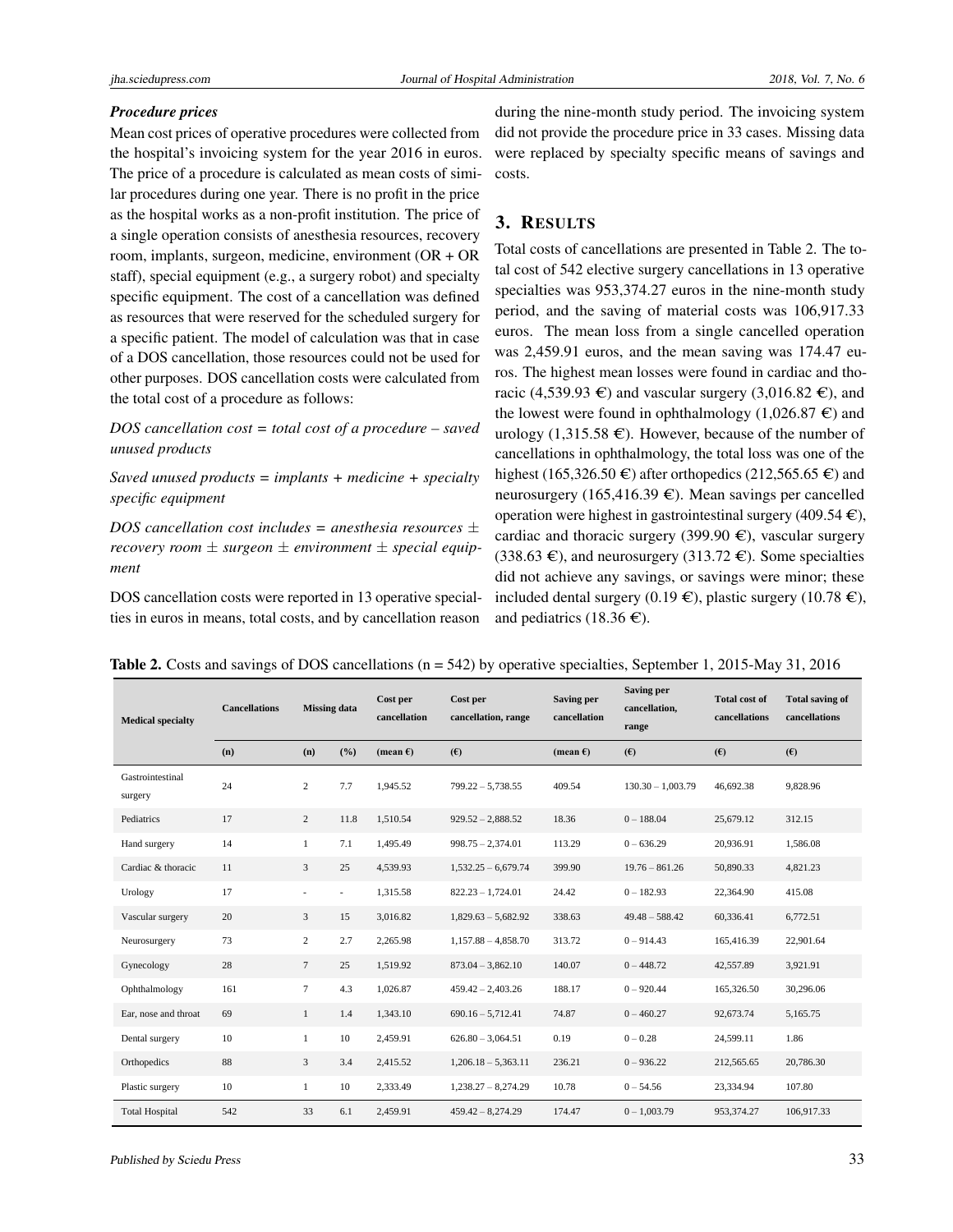### *Procedure prices*

Mean cost prices of operative procedures were collected from the hospital's invoicing system for the year 2016 in euros. The price of a procedure is calculated as mean costs of similar procedures during one year. There is no profit in the price as the hospital works as a non-profit institution. The price of a single operation consists of anesthesia resources, recovery room, implants, surgeon, medicine, environment (OR + OR staff), special equipment (e.g., a surgery robot) and specialty specific equipment. The cost of a cancellation was defined as resources that were reserved for the scheduled surgery for a specific patient. The model of calculation was that in case of a DOS cancellation, those resources could not be used for other purposes. DOS cancellation costs were calculated from the total cost of a procedure as follows:

*DOS cancellation cost = total cost of a procedure – saved unused products*

*Saved unused products = implants + medicine + specialty specific equipment*

*DOS cancellation cost includes = anesthesia resources ± recovery room ± surgeon ± environment ± special equipment*

DOS cancellation costs were reported in 13 operative specialties in euros in means, total costs, and by cancellation reason during the nine-month study period. The invoicing system did not provide the procedure price in 33 cases. Missing data were replaced by specialty specific means of savings and costs.

## 3. RESULTS

Total costs of cancellations are presented in Table 2. The total cost of 542 elective surgery cancellations in 13 operative specialties was 953,374.27 euros in the nine-month study period, and the saving of material costs was 106,917.33 euros. The mean loss from a single cancelled operation was 2,459.91 euros, and the mean saving was 174.47 euros. The highest mean losses were found in cardiac and thoracic (4,539.93 €) and vascular surgery (3,016.82 €), and the lowest were found in ophthalmology (1,026.87 €) and urology (1,315.58 €). However, because of the number of cancellations in ophthalmology, the total loss was one of the highest (165,326.50 €) after orthopedics (212,565.65 €) and neurosurgery (165,416.39 €). Mean savings per cancelled operation were highest in gastrointestinal surgery (409.54 €), cardiac and thoracic surgery (399.90 €), vascular surgery (338.63 €), and neurosurgery (313.72 €). Some specialties did not achieve any savings, or savings were minor; these included dental surgery (0.19 €), plastic surgery (10.78 €), and pediatrics (18.36 €).

**Table 2.** Costs and savings of DOS cancellations (n = 542) by operative specialties, September 1, 2015-May 31, 2016

| Medical specialty | Cancellations | Missing data | | Cost per cancellation | Cost per cancellation, range | Saving per cancellation | Saving per cancellation, range | Total cost of cancellations | Total saving of cancellations |
|---|---|---|---|---|---|---|---|---|---|
| | (n) | (n) | (%) | (mean €) | (€) | (mean €) | (€) | (€) | (€) |
| Gastrointestinal surgery | 24 | 2 | 7.7 | 1,945.52 | 799.22 – 5,738.55 | 409.54 | 130.30 – 1,003.79 | 46,692.38 | 9,828.96 |
| Pediatrics | 17 | 2 | 11.8 | 1,510.54 | 929.52 – 2,888.52 | 18.36 | 0 – 188.04 | 25,679.12 | 312.15 |
| Hand surgery | 14 | 1 | 7.1 | 1,495.49 | 998.75 – 2,374.01 | 113.29 | 0 – 636.29 | 20,936.91 | 1,586.08 |
| Cardiac & thoracic | 11 | 3 | 25 | 4,539.93 | 1,532.25 – 6,679.74 | 399.90 | 19.76 – 861.26 | 50,890.33 | 4,821.23 |
| Urology | 17 | - | - | 1,315.58 | 822.23 – 1,724.01 | 24.42 | 0 – 182.93 | 22,364.90 | 415.08 |
| Vascular surgery | 20 | 3 | 15 | 3,016.82 | 1,829.63 – 5,682.92 | 338.63 | 49.48 – 588.42 | 60,336.41 | 6,772.51 |
| Neurosurgery | 73 | 2 | 2.7 | 2,265.98 | 1,157.88 – 4,858.70 | 313.72 | 0 – 914.43 | 165,416.39 | 22,901.64 |
| Gynecology | 28 | 7 | 25 | 1,519.92 | 873.04 – 3,862.10 | 140.07 | 0 – 448.72 | 42,557.89 | 3,921.91 |
| Ophthalmology | 161 | 7 | 4.3 | 1,026.87 | 459.42 – 2,403.26 | 188.17 | 0 – 920.44 | 165,326.50 | 30,296.06 |
| Ear, nose and throat | 69 | 1 | 1.4 | 1,343.10 | 690.16 – 5,712.41 | 74.87 | 0 – 460.27 | 92,673.74 | 5,165.75 |
| Dental surgery | 10 | 1 | 10 | 2,459.91 | 626.80 – 3,064.51 | 0.19 | 0 – 0.28 | 24,599.11 | 1.86 |
| Orthopedics | 88 | 3 | 3.4 | 2,415.52 | 1,206.18 – 5,363.11 | 236.21 | 0 – 936.22 | 212,565.65 | 20,786.30 |
| Plastic surgery | 10 | 1 | 10 | 2,333.49 | 1,238.27 – 8,274.29 | 10.78 | 0 – 54.56 | 23,334.94 | 107.80 |
| Total Hospital | 542 | 33 | 6.1 | 2,459.91 | 459.42 – 8,274.29 | 174.47 | 0 – 1,003.79 | 953,374.27 | 106,917.33 |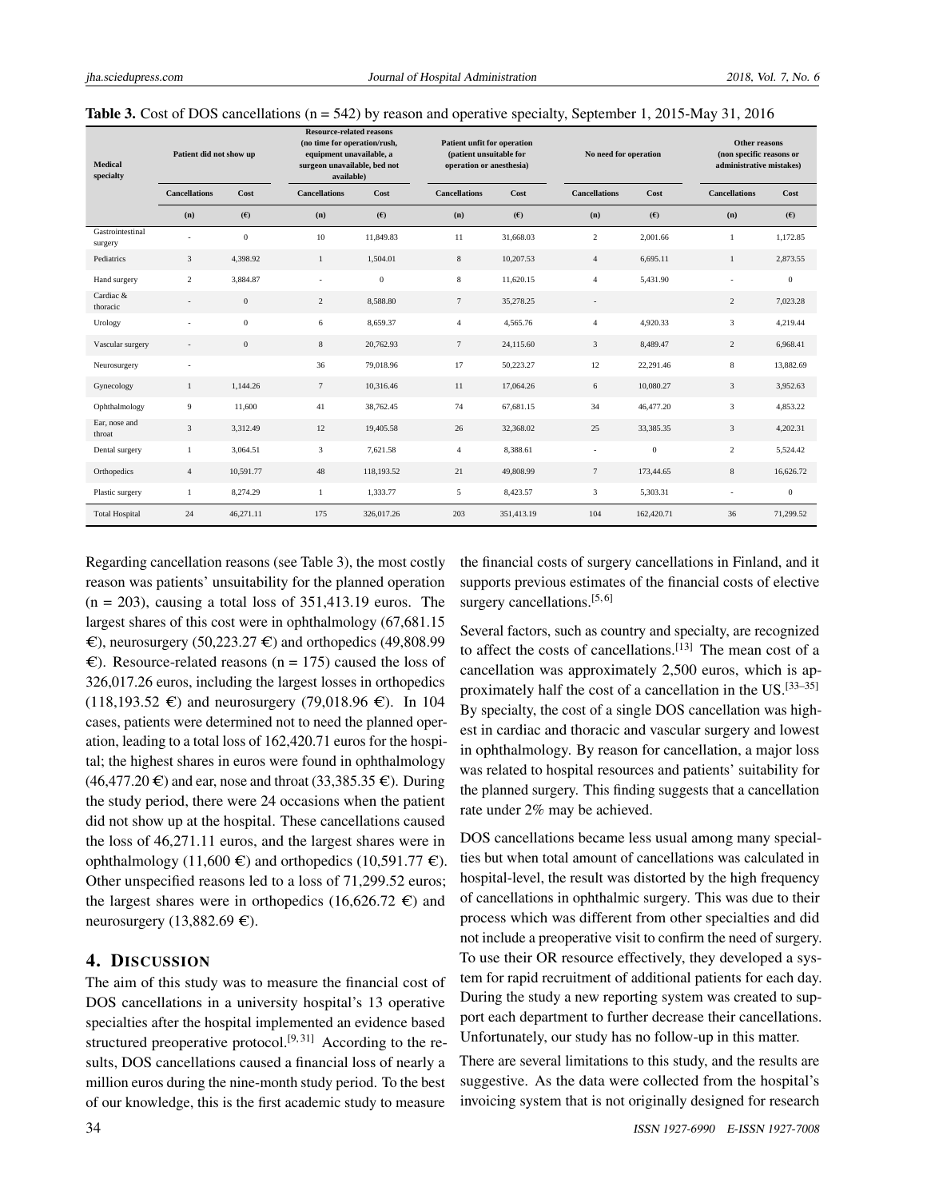**Table 3.** Cost of DOS cancellations (n = 542) by reason and operative specialty, September 1, 2015-May 31, 2016

| Medical specialty | Patient did not show up | | Resource-related reasons (no time for operation/rush, equipment unavailable, a surgeon unavailable, bed not available) | | Patient unfit for operation (patient unsuitable for operation or anesthesia) | | No need for operation | | Other reasons (non specific reasons or administrative mistakes) | |
|---|---|---|---|---|---|---|---|---|---|---|
| | Cancellations | Cost | Cancellations | Cost | Cancellations | Cost | Cancellations | Cost | Cancellations | Cost |
| | (n) | (€) | (n) | (€) | (n) | (€) | (n) | (€) | (n) | (€) |
| Gastrointestinal surgery | - | 0 | 10 | 11,849.83 | 11 | 31,668.03 | 2 | 2,001.66 | 1 | 1,172.85 |
| Pediatrics | 3 | 4,398.92 | 1 | 1,504.01 | 8 | 10,207.53 | 4 | 6,695.11 | 1 | 2,873.55 |
| Hand surgery | 2 | 3,884.87 | - | 0 | 8 | 11,620.15 | 4 | 5,431.90 | - | 0 |
| Cardiac & thoracic | - | 0 | 2 | 8,588.80 | 7 | 35,278.25 | - | | 2 | 7,023.28 |
| Urology | - | 0 | 6 | 8,659.37 | 4 | 4,565.76 | 4 | 4,920.33 | 3 | 4,219.44 |
| Vascular surgery | - | 0 | 8 | 20,762.93 | 7 | 24,115.60 | 3 | 8,489.47 | 2 | 6,968.41 |
| Neurosurgery | - | | 36 | 79,018.96 | 17 | 50,223.27 | 12 | 22,291.46 | 8 | 13,882.69 |
| Gynecology | 1 | 1,144.26 | 7 | 10,316.46 | 11 | 17,064.26 | 6 | 10,080.27 | 3 | 3,952.63 |
| Ophthalmology | 9 | 11,600 | 41 | 38,762.45 | 74 | 67,681.15 | 34 | 46,477.20 | 3 | 4,853.22 |
| Ear, nose and throat | 3 | 3,312.49 | 12 | 19,405.58 | 26 | 32,368.02 | 25 | 33,385.35 | 3 | 4,202.31 |
| Dental surgery | 1 | 3,064.51 | 3 | 7,621.58 | 4 | 8,388.61 | - | 0 | 2 | 5,524.42 |
| Orthopedics | 4 | 10,591.77 | 48 | 118,193.52 | 21 | 49,808.99 | 7 | 173,44.65 | 8 | 16,626.72 |
| Plastic surgery | 1 | 8,274.29 | 1 | 1,333.77 | 5 | 8,423.57 | 3 | 5,303.31 | - | 0 |
| Total Hospital | 24 | 46,271.11 | 175 | 326,017.26 | 203 | 351,413.19 | 104 | 162,420.71 | 36 | 71,299.52 |

Regarding cancellation reasons (see Table 3), the most costly reason was patients' unsuitability for the planned operation (n = 203), causing a total loss of 351,413.19 euros. The largest shares of this cost were in ophthalmology (67,681.15 €), neurosurgery (50,223.27 €) and orthopedics (49,808.99 €). Resource-related reasons (n = 175) caused the loss of 326,017.26 euros, including the largest losses in orthopedics (118,193.52 €) and neurosurgery (79,018.96 €). In 104 cases, patients were determined not to need the planned operation, leading to a total loss of 162,420.71 euros for the hospital; the highest shares in euros were found in ophthalmology (46,477.20 €) and ear, nose and throat (33,385.35 €). During the study period, there were 24 occasions when the patient did not show up at the hospital. These cancellations caused the loss of 46,271.11 euros, and the largest shares were in ophthalmology (11,600 €) and orthopedics (10,591.77 €). Other unspecified reasons led to a loss of 71,299.52 euros; the largest shares were in orthopedics (16,626.72 €) and neurosurgery (13,882.69 €).

## 4. Discussion

The aim of this study was to measure the financial cost of DOS cancellations in a university hospital's 13 operative specialties after the hospital implemented an evidence based structured preoperative protocol.[9, 31] According to the results, DOS cancellations caused a financial loss of nearly a million euros during the nine-month study period. To the best of our knowledge, this is the first academic study to measure the financial costs of surgery cancellations in Finland, and it supports previous estimates of the financial costs of elective surgery cancellations.[5, 6]

Several factors, such as country and specialty, are recognized to affect the costs of cancellations.[13] The mean cost of a cancellation was approximately 2,500 euros, which is approximately half the cost of a cancellation in the US.[33–35] By specialty, the cost of a single DOS cancellation was highest in cardiac and thoracic and vascular surgery and lowest in ophthalmology. By reason for cancellation, a major loss was related to hospital resources and patients' suitability for the planned surgery. This finding suggests that a cancellation rate under 2% may be achieved.

DOS cancellations became less usual among many specialties but when total amount of cancellations was calculated in hospital-level, the result was distorted by the high frequency of cancellations in ophthalmic surgery. This was due to their process which was different from other specialties and did not include a preoperative visit to confirm the need of surgery. To use their OR resource effectively, they developed a system for rapid recruitment of additional patients for each day. During the study a new reporting system was created to support each department to further decrease their cancellations. Unfortunately, our study has no follow-up in this matter.

There are several limitations to this study, and the results are suggestive. As the data were collected from the hospital's invoicing system that is not originally designed for research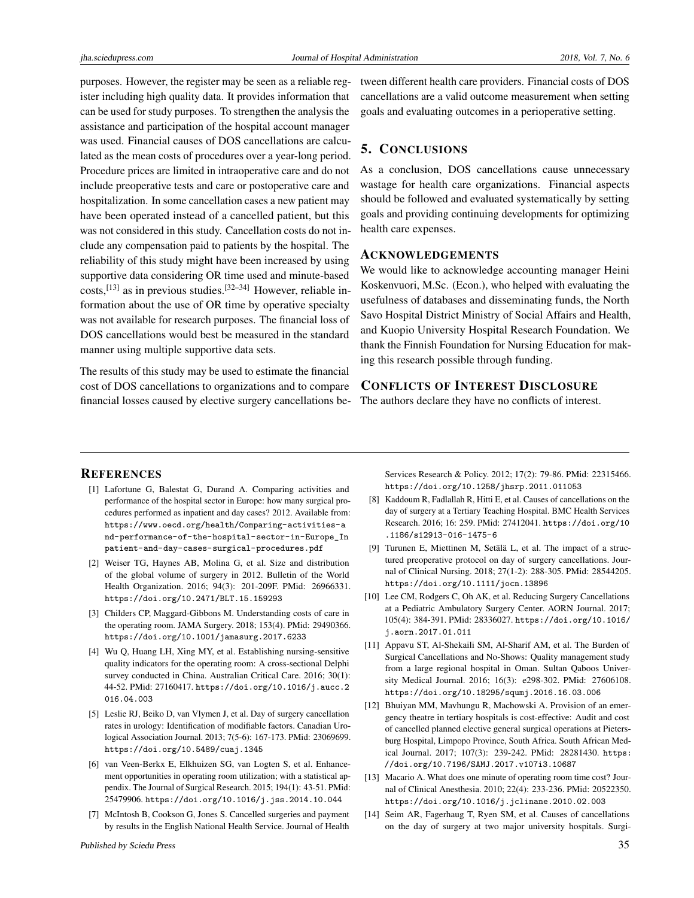purposes. However, the register may be seen as a reliable register including high quality data. It provides information that can be used for study purposes. To strengthen the analysis the assistance and participation of the hospital account manager was used. Financial causes of DOS cancellations are calculated as the mean costs of procedures over a year-long period. Procedure prices are limited in intraoperative care and do not include preoperative tests and care or postoperative care and hospitalization. In some cancellation cases a new patient may have been operated instead of a cancelled patient, but this was not considered in this study. Cancellation costs do not include any compensation paid to patients by the hospital. The reliability of this study might have been increased by using supportive data considering OR time used and minute-based costs,[13] as in previous studies.[32–34] However, reliable information about the use of OR time by operative specialty was not available for research purposes. The financial loss of DOS cancellations would best be measured in the standard manner using multiple supportive data sets.

The results of this study may be used to estimate the financial cost of DOS cancellations to organizations and to compare financial losses caused by elective surgery cancellations between different health care providers. Financial costs of DOS cancellations are a valid outcome measurement when setting goals and evaluating outcomes in a perioperative setting.

## 5. Conclusions

As a conclusion, DOS cancellations cause unnecessary wastage for health care organizations. Financial aspects should be followed and evaluated systematically by setting goals and providing continuing developments for optimizing health care expenses.

## Acknowledgements

We would like to acknowledge accounting manager Heini Koskenvuori, M.Sc. (Econ.), who helped with evaluating the usefulness of databases and disseminating funds, the North Savo Hospital District Ministry of Social Affairs and Health, and Kuopio University Hospital Research Foundation. We thank the Finnish Foundation for Nursing Education for making this research possible through funding.

## Conflicts of Interest Disclosure

The authors declare they have no conflicts of interest.

## References

[1] Lafortune G, Balestat G, Durand A. Comparing activities and performance of the hospital sector in Europe: how many surgical procedures performed as inpatient and day cases? 2012. Available from: https://www.oecd.org/health/Comparing-activities-and-performance-of-the-hospital-sector-in-Europe_Inpatient-and-day-cases-surgical-procedures.pdf

[2] Weiser TG, Haynes AB, Molina G, et al. Size and distribution of the global volume of surgery in 2012. Bulletin of the World Health Organization. 2016; 94(3): 201-209F. PMid: 26966331. https://doi.org/10.2471/BLT.15.159293

[3] Childers CP, Maggard-Gibbons M. Understanding costs of care in the operating room. JAMA Surgery. 2018; 153(4). PMid: 29490366. https://doi.org/10.1001/jamasurg.2017.6233

[4] Wu Q, Huang LH, Xing MY, et al. Establishing nursing-sensitive quality indicators for the operating room: A cross-sectional Delphi survey conducted in China. Australian Critical Care. 2016; 30(1): 44-52. PMid: 27160417. https://doi.org/10.1016/j.aucc.2016.04.003

[5] Leslie RJ, Beiko D, van Vlymen J, et al. Day of surgery cancellation rates in urology: Identification of modifiable factors. Canadian Urological Association Journal. 2013; 7(5-6): 167-173. PMid: 23069699. https://doi.org/10.5489/cuaj.1345

[6] van Veen-Berkx E, Elkhuizen SG, van Logten S, et al. Enhancement opportunities in operating room utilization; with a statistical appendix. The Journal of Surgical Research. 2015; 194(1): 43-51. PMid: 25479906. https://doi.org/10.1016/j.jss.2014.10.044

[7] McIntosh B, Cookson G, Jones S. Cancelled surgeries and payment by results in the English National Health Service. Journal of Health Services Research & Policy. 2012; 17(2): 79-86. PMid: 22315466. https://doi.org/10.1258/jhsrp.2011.011053

[8] Kaddoum R, Fadlallah R, Hitti E, et al. Causes of cancellations on the day of surgery at a Tertiary Teaching Hospital. BMC Health Services Research. 2016; 16: 259. PMid: 27412041. https://doi.org/10.1186/s12913-016-1475-6

[9] Turunen E, Miettinen M, Setälä L, et al. The impact of a structured preoperative protocol on day of surgery cancellations. Journal of Clinical Nursing. 2018; 27(1-2): 288-305. PMid: 28544205. https://doi.org/10.1111/jocn.13896

[10] Lee CM, Rodgers C, Oh AK, et al. Reducing Surgery Cancellations at a Pediatric Ambulatory Surgery Center. AORN Journal. 2017; 105(4): 384-391. PMid: 28336027. https://doi.org/10.1016/j.aorn.2017.01.011

[11] Appavu ST, Al-Shekaili SM, Al-Sharif AM, et al. The Burden of Surgical Cancellations and No-Shows: Quality management study from a large regional hospital in Oman. Sultan Qaboos University Medical Journal. 2016; 16(3): e298-302. PMid: 27606108. https://doi.org/10.18295/squmj.2016.16.03.006

[12] Bhuiyan MM, Mavhungu R, Machowski A. Provision of an emergency theatre in tertiary hospitals is cost-effective: Audit and cost of cancelled planned elective general surgical operations at Pietersburg Hospital, Limpopo Province, South Africa. South African Medical Journal. 2017; 107(3): 239-242. PMid: 28281430. https://doi.org/10.7196/SAMJ.2017.v107i3.10687

[13] Macario A. What does one minute of operating room time cost? Journal of Clinical Anesthesia. 2010; 22(4): 233-236. PMid: 20522350. https://doi.org/10.1016/j.jclinane.2010.02.003

[14] Seim AR, Fagerhaug T, Ryen SM, et al. Causes of cancellations on the day of surgery at two major university hospitals. Surgi-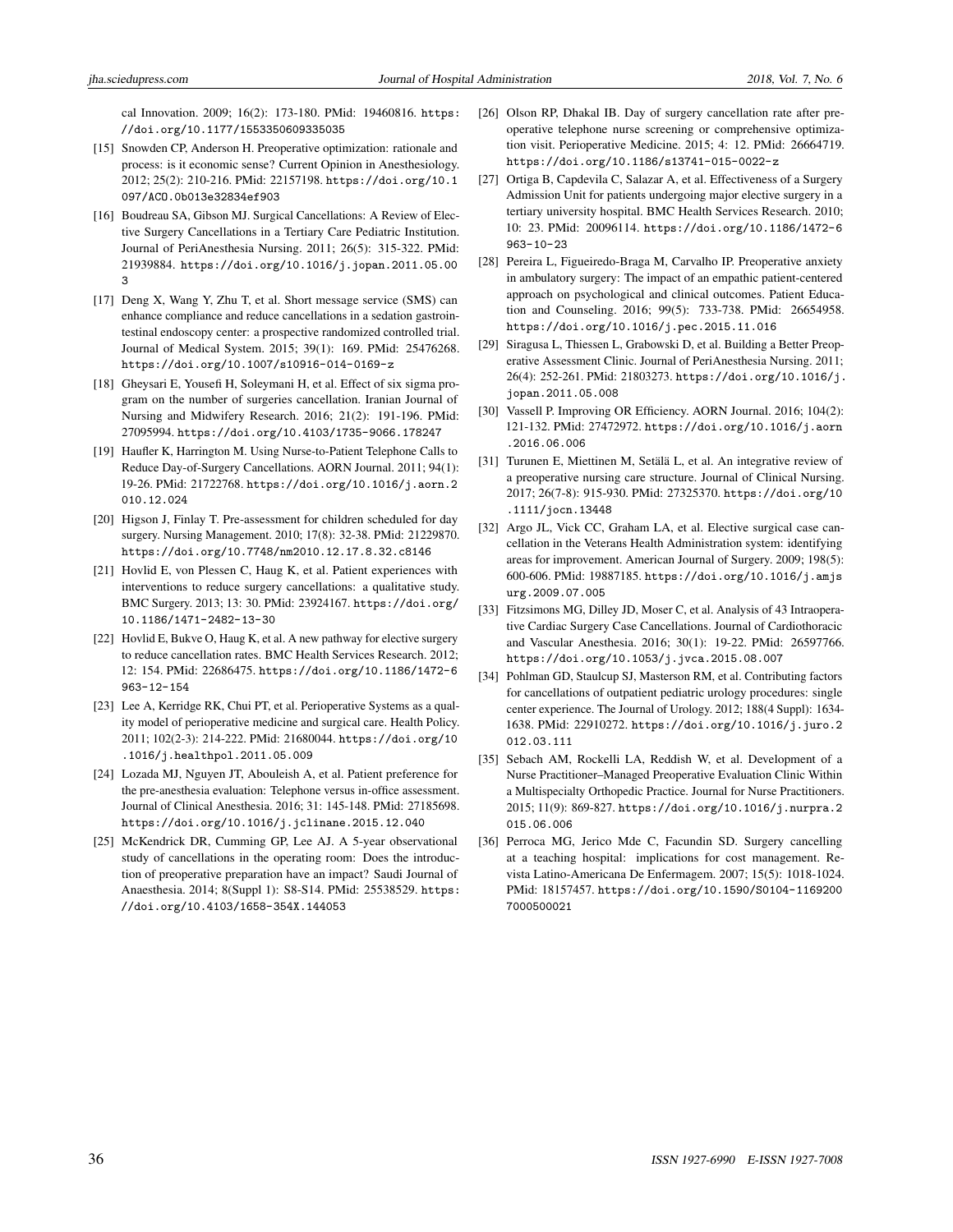cal Innovation. 2009; 16(2): 173-180. PMid: 19460816. https://doi.org/10.1177/1553350609335035

[15] Snowden CP, Anderson H. Preoperative optimization: rationale and process: is it economic sense? Current Opinion in Anesthesiology. 2012; 25(2): 210-216. PMid: 22157198. https://doi.org/10.1097/ACO.0b013e32834ef903

[16] Boudreau SA, Gibson MJ. Surgical Cancellations: A Review of Elective Surgery Cancellations in a Tertiary Care Pediatric Institution. Journal of PeriAnesthesia Nursing. 2011; 26(5): 315-322. PMid: 21939884. https://doi.org/10.1016/j.jopan.2011.05.003

[17] Deng X, Wang Y, Zhu T, et al. Short message service (SMS) can enhance compliance and reduce cancellations in a sedation gastrointestinal endoscopy center: a prospective randomized controlled trial. Journal of Medical System. 2015; 39(1): 169. PMid: 25476268. https://doi.org/10.1007/s10916-014-0169-z

[18] Gheysari E, Yousefi H, Soleymani H, et al. Effect of six sigma program on the number of surgeries cancellation. Iranian Journal of Nursing and Midwifery Research. 2016; 21(2): 191-196. PMid: 27095994. https://doi.org/10.4103/1735-9066.178247

[19] Haufler K, Harrington M. Using Nurse-to-Patient Telephone Calls to Reduce Day-of-Surgery Cancellations. AORN Journal. 2011; 94(1): 19-26. PMid: 21722768. https://doi.org/10.1016/j.aorn.2010.12.024

[20] Higson J, Finlay T. Pre-assessment for children scheduled for day surgery. Nursing Management. 2010; 17(8): 32-38. PMid: 21229870. https://doi.org/10.7748/nm2010.12.17.8.32.c8146

[21] Hovlid E, von Plessen C, Haug K, et al. Patient experiences with interventions to reduce surgery cancellations: a qualitative study. BMC Surgery. 2013; 13: 30. PMid: 23924167. https://doi.org/10.1186/1471-2482-13-30

[22] Hovlid E, Bukve O, Haug K, et al. A new pathway for elective surgery to reduce cancellation rates. BMC Health Services Research. 2012; 12: 154. PMid: 22686475. https://doi.org/10.1186/1472-6963-12-154

[23] Lee A, Kerridge RK, Chui PT, et al. Perioperative Systems as a quality model of perioperative medicine and surgical care. Health Policy. 2011; 102(2-3): 214-222. PMid: 21680044. https://doi.org/10.1016/j.healthpol.2011.05.009

[24] Lozada MJ, Nguyen JT, Abouleish A, et al. Patient preference for the pre-anesthesia evaluation: Telephone versus in-office assessment. Journal of Clinical Anesthesia. 2016; 31: 145-148. PMid: 27185698. https://doi.org/10.1016/j.jclinane.2015.12.040

[25] McKendrick DR, Cumming GP, Lee AJ. A 5-year observational study of cancellations in the operating room: Does the introduction of preoperative preparation have an impact? Saudi Journal of Anaesthesia. 2014; 8(Suppl 1): S8-S14. PMid: 25538529. https://doi.org/10.4103/1658-354X.144053

[26] Olson RP, Dhakal IB. Day of surgery cancellation rate after preoperative telephone nurse screening or comprehensive optimization visit. Perioperative Medicine. 2015; 4: 12. PMid: 26664719. https://doi.org/10.1186/s13741-015-0022-z

[27] Ortiga B, Capdevila C, Salazar A, et al. Effectiveness of a Surgery Admission Unit for patients undergoing major elective surgery in a tertiary university hospital. BMC Health Services Research. 2010; 10: 23. PMid: 20096114. https://doi.org/10.1186/1472-6963-10-23

[28] Pereira L, Figueiredo-Braga M, Carvalho IP. Preoperative anxiety in ambulatory surgery: The impact of an empathic patient-centered approach on psychological and clinical outcomes. Patient Education and Counseling. 2016; 99(5): 733-738. PMid: 26654958. https://doi.org/10.1016/j.pec.2015.11.016

[29] Siragusa L, Thiessen L, Grabowski D, et al. Building a Better Preoperative Assessment Clinic. Journal of PeriAnesthesia Nursing. 2011; 26(4): 252-261. PMid: 21803273. https://doi.org/10.1016/j.jopan.2011.05.008

[30] Vassell P. Improving OR Efficiency. AORN Journal. 2016; 104(2): 121-132. PMid: 27472972. https://doi.org/10.1016/j.aorn.2016.06.006

[31] Turunen E, Miettinen M, Setälä L, et al. An integrative review of a preoperative nursing care structure. Journal of Clinical Nursing. 2017; 26(7-8): 915-930. PMid: 27325370. https://doi.org/10.1111/jocn.13448

[32] Argo JL, Vick CC, Graham LA, et al. Elective surgical case cancellation in the Veterans Health Administration system: identifying areas for improvement. American Journal of Surgery. 2009; 198(5): 600-606. PMid: 19887185. https://doi.org/10.1016/j.amjsurg.2009.07.005

[33] Fitzsimons MG, Dilley JD, Moser C, et al. Analysis of 43 Intraoperative Cardiac Surgery Case Cancellations. Journal of Cardiothoracic and Vascular Anesthesia. 2016; 30(1): 19-22. PMid: 26597766. https://doi.org/10.1053/j.jvca.2015.08.007

[34] Pohlman GD, Staulcup SJ, Masterson RM, et al. Contributing factors for cancellations of outpatient pediatric urology procedures: single center experience. The Journal of Urology. 2012; 188(4 Suppl): 1634-1638. PMid: 22910272. https://doi.org/10.1016/j.juro.2012.03.111

[35] Sebach AM, Rockelli LA, Reddish W, et al. Development of a Nurse Practitioner–Managed Preoperative Evaluation Clinic Within a Multispecialty Orthopedic Practice. Journal for Nurse Practitioners. 2015; 11(9): 869-827. https://doi.org/10.1016/j.nurpra.2015.06.006

[36] Perroca MG, Jerico Mde C, Facundin SD. Surgery cancelling at a teaching hospital: implications for cost management. Revista Latino-Americana De Enfermagem. 2007; 15(5): 1018-1024. PMid: 18157457. https://doi.org/10.1590/S0104-11692007000500021